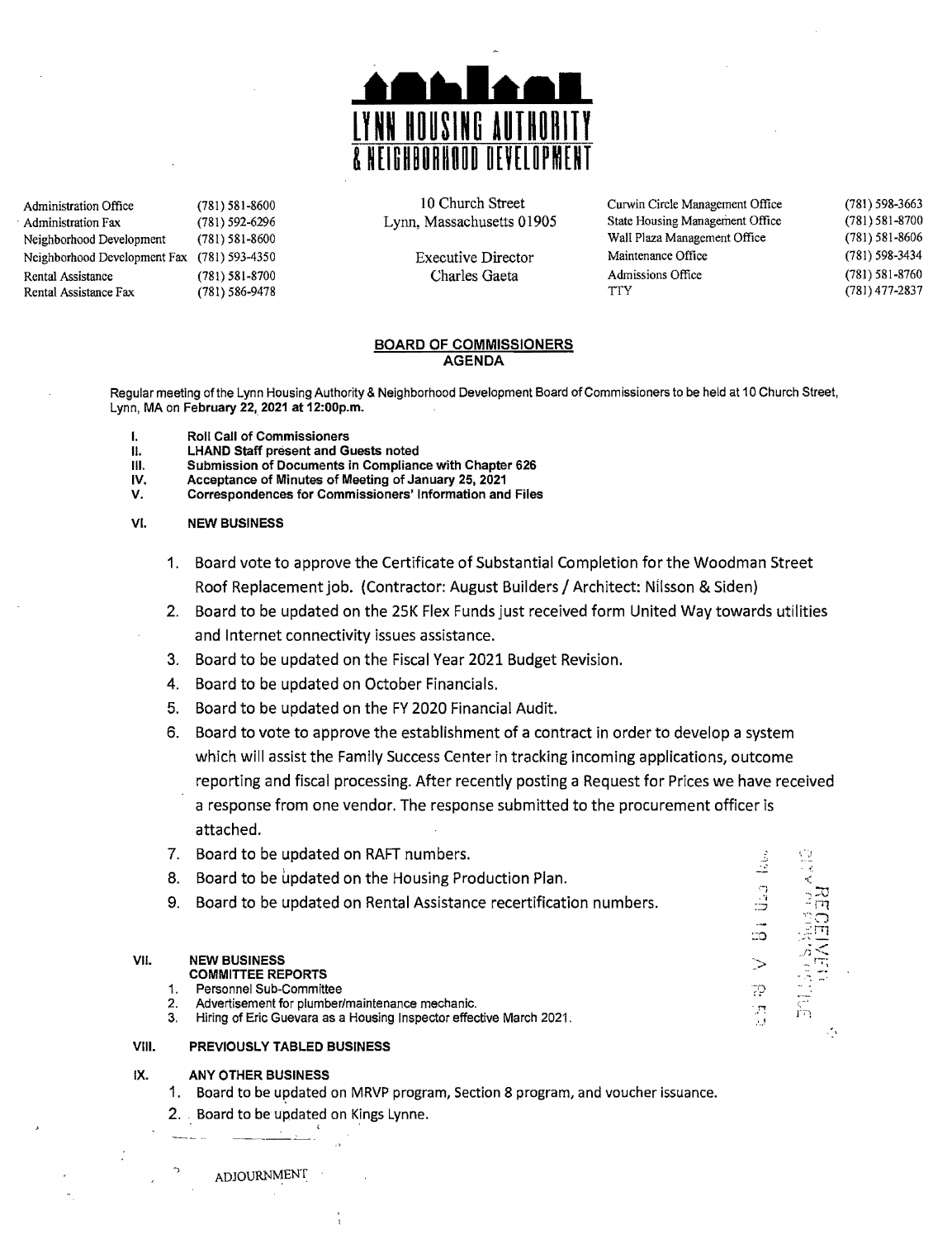# LYNN HOUSING AUTHORITY & NEIGHBORHOOD DEVELOPMENT

| | | | | |
|---|---|---|---|---|
| Administration Office | (781) 581-8600 | 10 Church Street | Curwin Circle Management Office | (781) 598-3663 |
| Administration Fax | (781) 592-6296 | Lynn, Massachusetts 01905 | State Housing Management Office | (781) 581-8700 |
| Neighborhood Development | (781) 581-8600 | | Wall Plaza Management Office | (781) 581-8606 |
| Neighborhood Development Fax | (781) 593-4350 | Executive Director | Maintenance Office | (781) 598-3434 |
| Rental Assistance | (781) 581-8700 | Charles Gaeta | Admissions Office | (781) 581-8760 |
| Rental Assistance Fax | (781) 586-9478 | | TTY | (781) 477-2837 |

## BOARD OF COMMISSIONERS AGENDA

Regular meeting of the Lynn Housing Authority & Neighborhood Development Board of Commissioners to be held at 10 Church Street, Lynn, MA on **February 22, 2021 at 12:00p.m.**

- **I. Roll Call of Commissioners**
- **II. LHAND Staff present and Guests noted**
- **III. Submission of Documents in Compliance with Chapter 626**
- **IV. Acceptance of Minutes of Meeting of January 25, 2021**
- **V. Correspondences for Commissioners' Information and Files**

**VI. NEW BUSINESS**

1. Board vote to approve the Certificate of Substantial Completion for the Woodman Street Roof Replacement job. (Contractor: August Builders / Architect: Nilsson & Siden)
2. Board to be updated on the 25K Flex Funds just received form United Way towards utilities and Internet connectivity issues assistance.
3. Board to be updated on the Fiscal Year 2021 Budget Revision.
4. Board to be updated on October Financials.
5. Board to be updated on the FY 2020 Financial Audit.
6. Board to vote to approve the establishment of a contract in order to develop a system which will assist the Family Success Center in tracking incoming applications, outcome reporting and fiscal processing. After recently posting a Request for Prices we have received a response from one vendor. The response submitted to the procurement officer is attached.
7. Board to be updated on RAFT numbers.
8. Board to be updated on the Housing Production Plan.
9. Board to be updated on Rental Assistance recertification numbers.

**VII. NEW BUSINESS**
**COMMITTEE REPORTS**

1. Personnel Sub-Committee
2. Advertisement for plumber/maintenance mechanic.
3. Hiring of Eric Guevara as a Housing Inspector effective March 2021.

**VIII. PREVIOUSLY TABLED BUSINESS**

**IX. ANY OTHER BUSINESS**

1. Board to be updated on MRVP program, Section 8 program, and voucher issuance.
2. Board to be updated on Kings Lynne.

ADJOURNMENT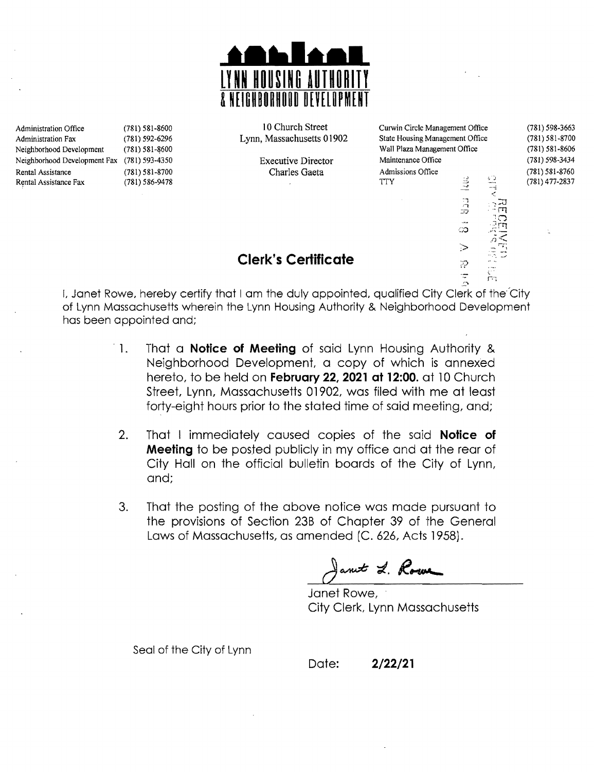# LYNN HOUSING AUTHORITY & NEIGHBORHOOD DEVELOPMENT

| | | | | |
|---|---|---|---|---|
| Administration Office | (781) 581-8600 | 10 Church Street | Curwin Circle Management Office | (781) 598-3663 |
| Administration Fax | (781) 592-6296 | Lynn, Massachusetts 01902 | State Housing Management Office | (781) 581-8700 |
| Neighborhood Development | (781) 581-8600 | | Wall Plaza Management Office | (781) 581-8606 |
| Neighborhood Development Fax | (781) 593-4350 | Executive Director | Maintenance Office | (781) 598-3434 |
| Rental Assistance | (781) 581-8700 | Charles Gaeta | Admissions Office | (781) 581-8760 |
| Rental Assistance Fax | (781) 586-9478 | | TTY | (781) 477-2837 |

RECEIVED CITY CLERK'S OFFICE 2021 FEB 18 A 10:49

## Clerk's Certificate

I, Janet Rowe, hereby certify that I am the duly appointed, qualified City Clerk of the City of Lynn Massachusetts wherein the Lynn Housing Authority & Neighborhood Development has been appointed and;

1. That a **Notice of Meeting** of said Lynn Housing Authority & Neighborhood Development, a copy of which is annexed hereto, to be held on **February 22, 2021 at 12:00.** at 10 Church Street, Lynn, Massachusetts 01902, was filed with me at least forty-eight hours prior to the stated time of said meeting, and;

2. That I immediately caused copies of the said **Notice of Meeting** to be posted publicly in my office and at the rear of City Hall on the official bulletin boards of the City of Lynn, and;

3. That the posting of the above notice was made pursuant to the provisions of Section 23B of Chapter 39 of the General Laws of Massachusetts, as amended (C. 626, Acts 1958).

Janet L. Rowe

Janet Rowe,
City Clerk, Lynn Massachusetts

Seal of the City of Lynn

Date: **2/22/21**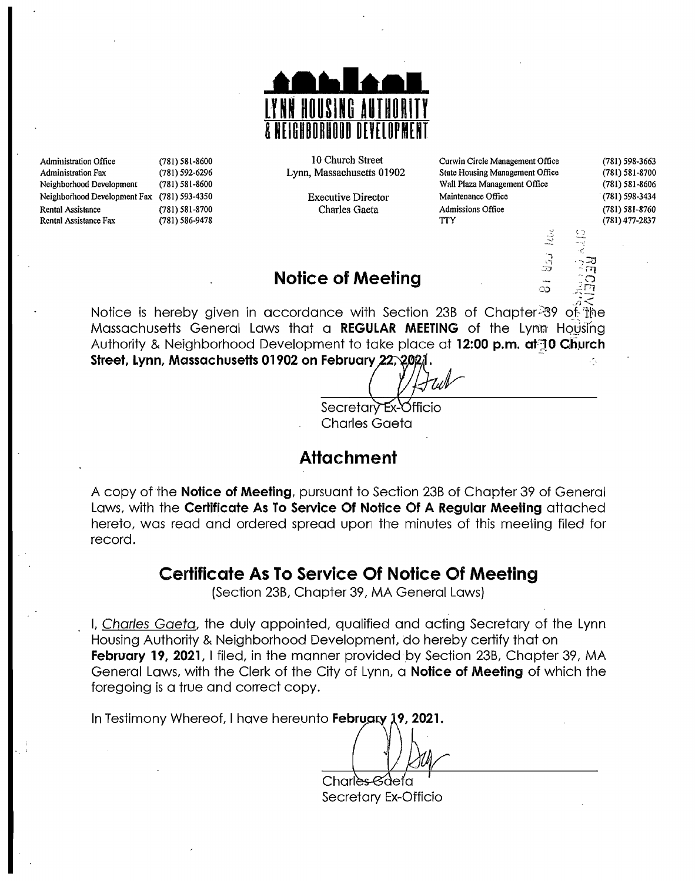# LYNN HOUSING AUTHORITY & NEIGHBORHOOD DEVELOPMENT

| | | | | |
|---|---|---|---|---|
| Administration Office | (781) 581-8600 | 10 Church Street | Curwin Circle Management Office | (781) 598-3663 |
| Administration Fax | (781) 592-6296 | Lynn, Massachusetts 01902 | State Housing Management Office | (781) 581-8700 |
| Neighborhood Development | (781) 581-8600 | | Wall Plaza Management Office | (781) 581-8606 |
| Neighborhood Development Fax | (781) 593-4350 | Executive Director | Maintenance Office | (781) 598-3434 |
| Rental Assistance | (781) 581-8700 | Charles Gaeta | Admissions Office | (781) 581-8760 |
| Rental Assistance Fax | (781) 586-9478 | | TTY | (781) 477-2837 |

## Notice of Meeting

Notice is hereby given in accordance with Section 23B of Chapter 39 of the Massachusetts General Laws that a **REGULAR MEETING** of the Lynn Housing Authority & Neighborhood Development to take place at **12:00 p.m. at 10 Church Street, Lynn, Massachusetts 01902 on February 22, 2021.**

Secretary Ex-Officio
Charles Gaeta

## Attachment

A copy of the **Notice of Meeting**, pursuant to Section 23B of Chapter 39 of General Laws, with the **Certificate As To Service Of Notice Of A Regular Meeting** attached hereto, was read and ordered spread upon the minutes of this meeting filed for record.

## Certificate As To Service Of Notice Of Meeting

(Section 23B, Chapter 39, MA General Laws)

I, *Charles Gaeta*, the duly appointed, qualified and acting Secretary of the Lynn Housing Authority & Neighborhood Development, do hereby certify that on **February 19, 2021**, I filed, in the manner provided by Section 23B, Chapter 39, MA General Laws, with the Clerk of the City of Lynn, a **Notice of Meeting** of which the foregoing is a true and correct copy.

In Testimony Whereof, I have hereunto **February 19, 2021.**

Charles Gaeta
Secretary Ex-Officio